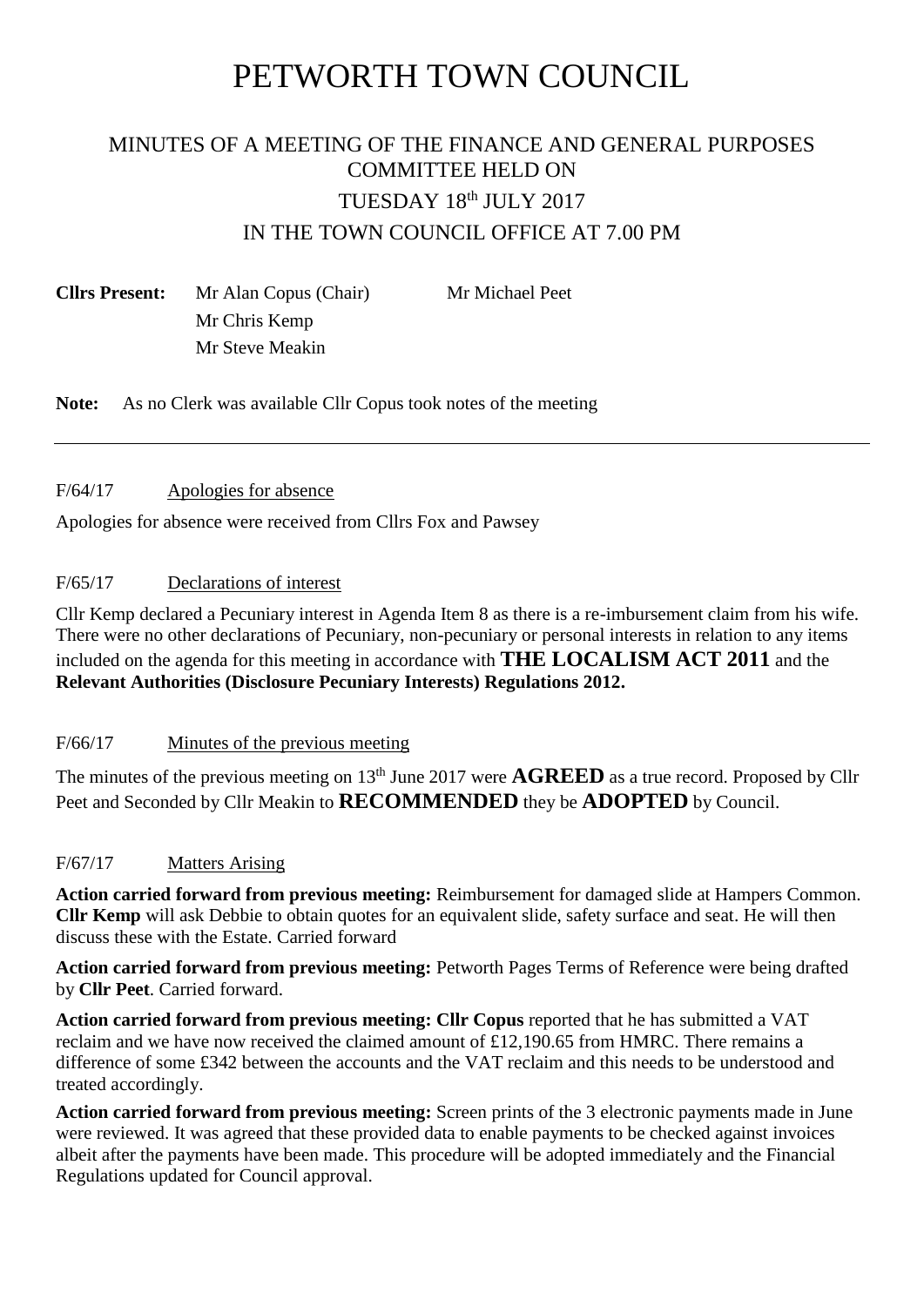# PETWORTH TOWN COUNCIL

## MINUTES OF A MEETING OF THE FINANCE AND GENERAL PURPOSES COMMITTEE HELD ON TUESDAY 18th JULY 2017 IN THE TOWN COUNCIL OFFICE AT 7.00 PM

**Cllrs Present:** Mr Alan Copus (Chair), Mr Chris Kemp, Mr Steve Meakin, Mr Michael Peet

**Note:** As no Clerk was available Cllr Copus took notes of the meeting

---

F/64/17 Apologies for absence

Apologies for absence were received from Cllrs Fox and Pawsey

F/65/17 Declarations of interest

Cllr Kemp declared a Pecuniary interest in Agenda Item 8 as there is a re-imbursement claim from his wife. There were no other declarations of Pecuniary, non-pecuniary or personal interests in relation to any items included on the agenda for this meeting in accordance with **THE LOCALISM ACT 2011** and the **Relevant Authorities (Disclosure Pecuniary Interests) Regulations 2012.**

F/66/17 Minutes of the previous meeting

The minutes of the previous meeting on 13th June 2017 were **AGREED** as a true record. Proposed by Cllr Peet and Seconded by Cllr Meakin to **RECOMMENDED** they be **ADOPTED** by Council.

F/67/17 Matters Arising

**Action carried forward from previous meeting:** Reimbursement for damaged slide at Hampers Common. **Cllr Kemp** will ask Debbie to obtain quotes for an equivalent slide, safety surface and seat. He will then discuss these with the Estate. Carried forward

**Action carried forward from previous meeting:** Petworth Pages Terms of Reference were being drafted by **Cllr Peet**. Carried forward.

**Action carried forward from previous meeting: Cllr Copus** reported that he has submitted a VAT reclaim and we have now received the claimed amount of £12,190.65 from HMRC. There remains a difference of some £342 between the accounts and the VAT reclaim and this needs to be understood and treated accordingly.

**Action carried forward from previous meeting:** Screen prints of the 3 electronic payments made in June were reviewed. It was agreed that these provided data to enable payments to be checked against invoices albeit after the payments have been made. This procedure will be adopted immediately and the Financial Regulations updated for Council approval.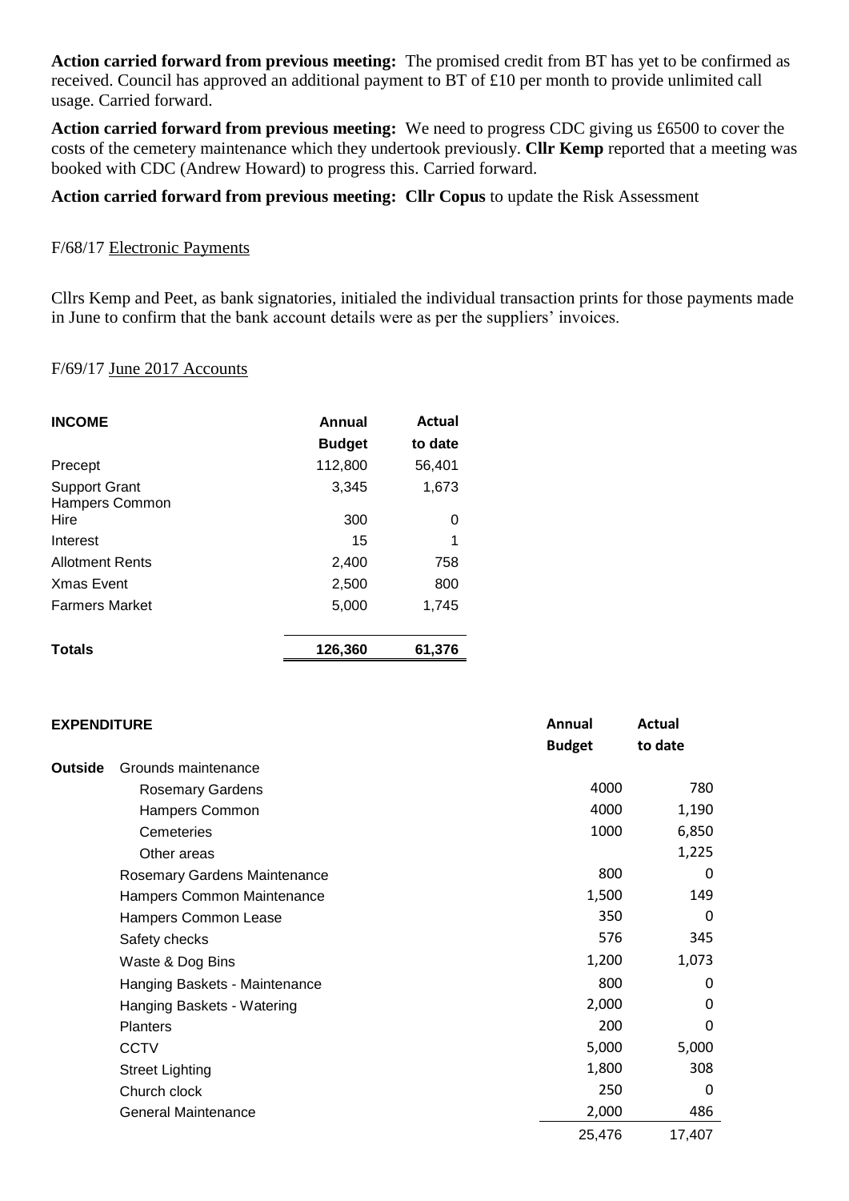**Action carried forward from previous meeting:** The promised credit from BT has yet to be confirmed as received. Council has approved an additional payment to BT of £10 per month to provide unlimited call usage. Carried forward.

**Action carried forward from previous meeting:** We need to progress CDC giving us £6500 to cover the costs of the cemetery maintenance which they undertook previously. **Cllr Kemp** reported that a meeting was booked with CDC (Andrew Howard) to progress this. Carried forward.

**Action carried forward from previous meeting: Cllr Copus** to update the Risk Assessment

F/68/17 Electronic Payments

Cllrs Kemp and Peet, as bank signatories, initialed the individual transaction prints for those payments made in June to confirm that the bank account details were as per the suppliers' invoices.

F/69/17 June 2017 Accounts

| **INCOME** | **Annual Budget** | **Actual to date** |
|---|---|---|
| Precept | 112,800 | 56,401 |
| Support Grant | 3,345 | 1,673 |
| Hampers Common Hire | 300 | 0 |
| Interest | 15 | 1 |
| Allotment Rents | 2,400 | 758 |
| Xmas Event | 2,500 | 800 |
| Farmers Market | 5,000 | 1,745 |
| **Totals** | **126,360** | **61,376** |

| **EXPENDITURE** | | **Annual Budget** | **Actual to date** |
|---|---|---|---|
| **Outside** | Grounds maintenance | | |
| | Rosemary Gardens | 4000 | 780 |
| | Hampers Common | 4000 | 1,190 |
| | Cemeteries | 1000 | 6,850 |
| | Other areas | | 1,225 |
| | Rosemary Gardens Maintenance | 800 | 0 |
| | Hampers Common Maintenance | 1,500 | 149 |
| | Hampers Common Lease | 350 | 0 |
| | Safety checks | 576 | 345 |
| | Waste & Dog Bins | 1,200 | 1,073 |
| | Hanging Baskets - Maintenance | 800 | 0 |
| | Hanging Baskets - Watering | 2,000 | 0 |
| | Planters | 200 | 0 |
| | CCTV | 5,000 | 5,000 |
| | Street Lighting | 1,800 | 308 |
| | Church clock | 250 | 0 |
| | General Maintenance | 2,000 | 486 |
| | | 25,476 | 17,407 |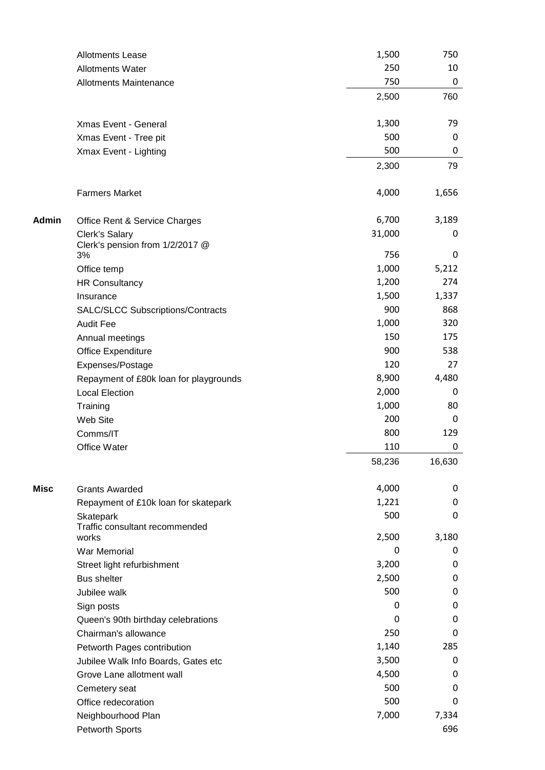| | | | |
|---|---|---|---|
| | Allotments Lease | 1,500 | 750 |
| | Allotments Water | 250 | 10 |
| | Allotments Maintenance | 750 | 0 |
| | | 2,500 | 760 |
| | | | |
| | Xmas Event - General | 1,300 | 79 |
| | Xmas Event - Tree pit | 500 | 0 |
| | Xmax Event - Lighting | 500 | 0 |
| | | 2,300 | 79 |
| | | | |
| | Farmers Market | 4,000 | 1,656 |
| | | | |
| **Admin** | Office Rent & Service Charges | 6,700 | 3,189 |
| | Clerk's Salary | 31,000 | 0 |
| | Clerk's pension from 1/2/2017 @ 3% | 756 | 0 |
| | Office temp | 1,000 | 5,212 |
| | HR Consultancy | 1,200 | 274 |
| | Insurance | 1,500 | 1,337 |
| | SALC/SLCC Subscriptions/Contracts | 900 | 868 |
| | Audit Fee | 1,000 | 320 |
| | Annual meetings | 150 | 175 |
| | Office Expenditure | 900 | 538 |
| | Expenses/Postage | 120 | 27 |
| | Repayment of £80k loan for playgrounds | 8,900 | 4,480 |
| | Local Election | 2,000 | 0 |
| | Training | 1,000 | 80 |
| | Web Site | 200 | 0 |
| | Comms/IT | 800 | 129 |
| | Office Water | 110 | 0 |
| | | 58,236 | 16,630 |
| | | | |
| **Misc** | Grants Awarded | 4,000 | 0 |
| | Repayment of £10k loan for skatepark | 1,221 | 0 |
| | Skatepark | 500 | 0 |
| | Traffic consultant recommended works | 2,500 | 3,180 |
| | War Memorial | 0 | 0 |
| | Street light refurbishment | 3,200 | 0 |
| | Bus shelter | 2,500 | 0 |
| | Jubilee walk | 500 | 0 |
| | Sign posts | 0 | 0 |
| | Queen's 90th birthday celebrations | 0 | 0 |
| | Chairman's allowance | 250 | 0 |
| | Petworth Pages contribution | 1,140 | 285 |
| | Jubilee Walk Info Boards, Gates etc | 3,500 | 0 |
| | Grove Lane allotment wall | 4,500 | 0 |
| | Cemetery seat | 500 | 0 |
| | Office redecoration | 500 | 0 |
| | Neighbourhood Plan | 7,000 | 7,334 |
| | Petworth Sports | | 696 |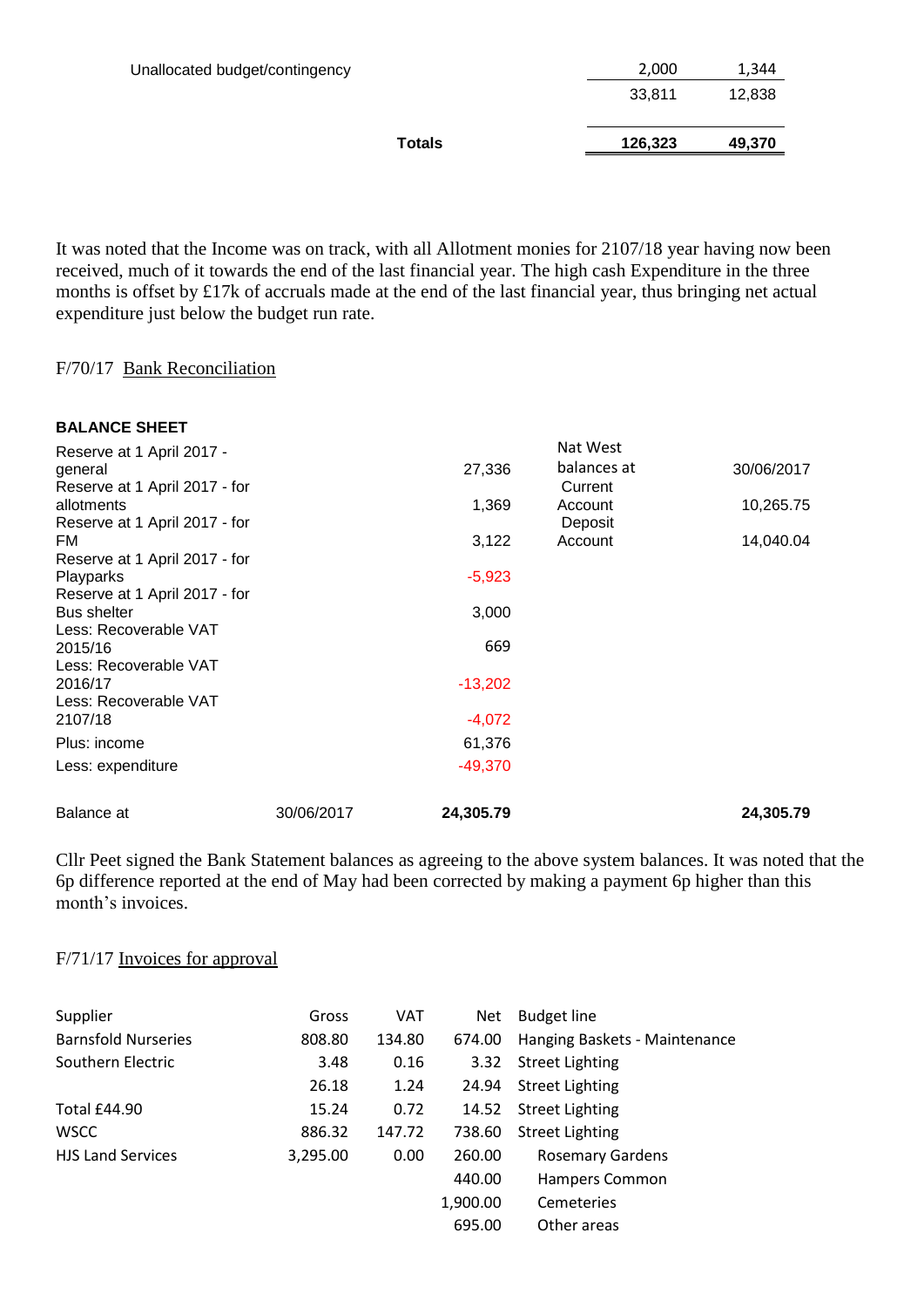| | | |
|---|---|---|
| Unallocated budget/contingency | 2,000 | 1,344 |
| | 33,811 | 12,838 |
| **Totals** | **126,323** | **49,370** |

It was noted that the Income was on track, with all Allotment monies for 2107/18 year having now been received, much of it towards the end of the last financial year. The high cash Expenditure in the three months is offset by £17k of accruals made at the end of the last financial year, thus bringing net actual expenditure just below the budget run rate.

F/70/17 Bank Reconciliation

**BALANCE SHEET**

| | | | | |
|---|---|---|---|---|
| Reserve at 1 April 2017 - general | | 27,336 | Nat West balances at | 30/06/2017 |
| Reserve at 1 April 2017 - for allotments | | 1,369 | Current Account | 10,265.75 |
| Reserve at 1 April 2017 - for FM | | 3,122 | Deposit Account | 14,040.04 |
| Reserve at 1 April 2017 - for Playparks | | -5,923 | | |
| Reserve at 1 April 2017 - for Bus shelter | | 3,000 | | |
| Less: Recoverable VAT 2015/16 | | 669 | | |
| Less: Recoverable VAT 2016/17 | | -13,202 | | |
| Less: Recoverable VAT 2107/18 | | -4,072 | | |
| Plus: income | | 61,376 | | |
| Less: expenditure | | -49,370 | | |
| Balance at | 30/06/2017 | **24,305.79** | | **24,305.79** |

Cllr Peet signed the Bank Statement balances as agreeing to the above system balances. It was noted that the 6p difference reported at the end of May had been corrected by making a payment 6p higher than this month's invoices.

F/71/17 Invoices for approval

| Supplier | Gross | VAT | Net | Budget line |
|---|---|---|---|---|
| Barnsfold Nurseries | 808.80 | 134.80 | 674.00 | Hanging Baskets - Maintenance |
| Southern Electric | 3.48 | 0.16 | 3.32 | Street Lighting |
| | 26.18 | 1.24 | 24.94 | Street Lighting |
| Total £44.90 | 15.24 | 0.72 | 14.52 | Street Lighting |
| WSCC | 886.32 | 147.72 | 738.60 | Street Lighting |
| HJS Land Services | 3,295.00 | 0.00 | 260.00 | Rosemary Gardens |
| | | | 440.00 | Hampers Common |
| | | | 1,900.00 | Cemeteries |
| | | | 695.00 | Other areas |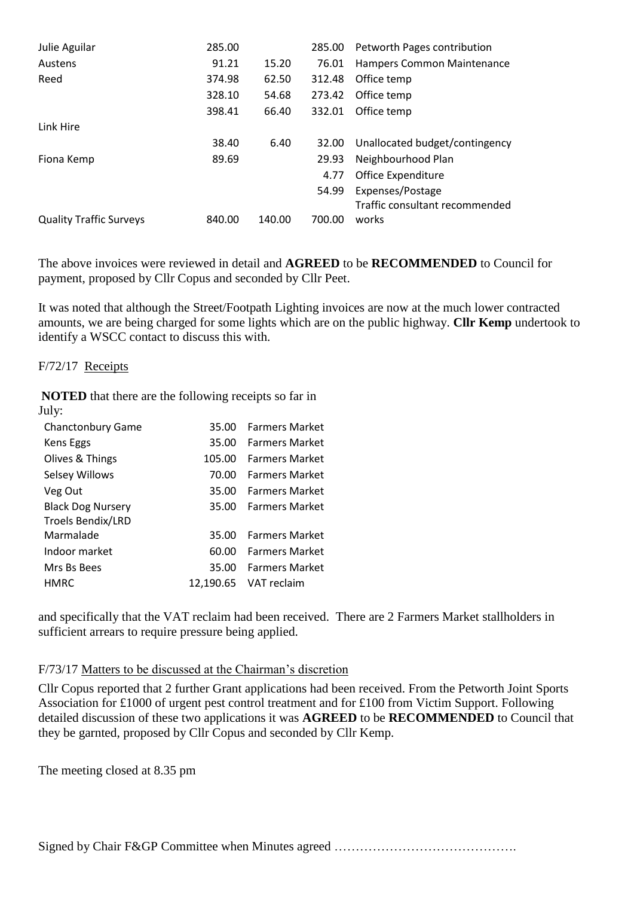| | | | | |
|---|---|---|---|---|
| Julie Aguilar | 285.00 | | 285.00 | Petworth Pages contribution |
| Austens | 91.21 | 15.20 | 76.01 | Hampers Common Maintenance |
| Reed | 374.98 | 62.50 | 312.48 | Office temp |
| | 328.10 | 54.68 | 273.42 | Office temp |
| | 398.41 | 66.40 | 332.01 | Office temp |
| Link Hire | | | | |
| | 38.40 | 6.40 | 32.00 | Unallocated budget/contingency |
| Fiona Kemp | 89.69 | | 29.93 | Neighbourhood Plan |
| | | | 4.77 | Office Expenditure |
| | | | 54.99 | Expenses/Postage |
| Quality Traffic Surveys | 840.00 | 140.00 | 700.00 | Traffic consultant recommended works |

The above invoices were reviewed in detail and **AGREED** to be **RECOMMENDED** to Council for payment, proposed by Cllr Copus and seconded by Cllr Peet.

It was noted that although the Street/Footpath Lighting invoices are now at the much lower contracted amounts, we are being charged for some lights which are on the public highway. **Cllr Kemp** undertook to identify a WSCC contact to discuss this with.

F/72/17 Receipts

**NOTED** that there are the following receipts so far in July:

| | | |
|---|---|---|
| Chanctonbury Game | 35.00 | Farmers Market |
| Kens Eggs | 35.00 | Farmers Market |
| Olives & Things | 105.00 | Farmers Market |
| Selsey Willows | 70.00 | Farmers Market |
| Veg Out | 35.00 | Farmers Market |
| Black Dog Nursery | 35.00 | Farmers Market |
| Troels Bendix/LRD Marmalade | 35.00 | Farmers Market |
| Indoor market | 60.00 | Farmers Market |
| Mrs Bs Bees | 35.00 | Farmers Market |
| HMRC | 12,190.65 | VAT reclaim |

and specifically that the VAT reclaim had been received. There are 2 Farmers Market stallholders in sufficient arrears to require pressure being applied.

F/73/17 Matters to be discussed at the Chairman's discretion

Cllr Copus reported that 2 further Grant applications had been received. From the Petworth Joint Sports Association for £1000 of urgent pest control treatment and for £100 from Victim Support. Following detailed discussion of these two applications it was **AGREED** to be **RECOMMENDED** to Council that they be garnted, proposed by Cllr Copus and seconded by Cllr Kemp.

The meeting closed at 8.35 pm

Signed by Chair F&GP Committee when Minutes agreed …………………………………….